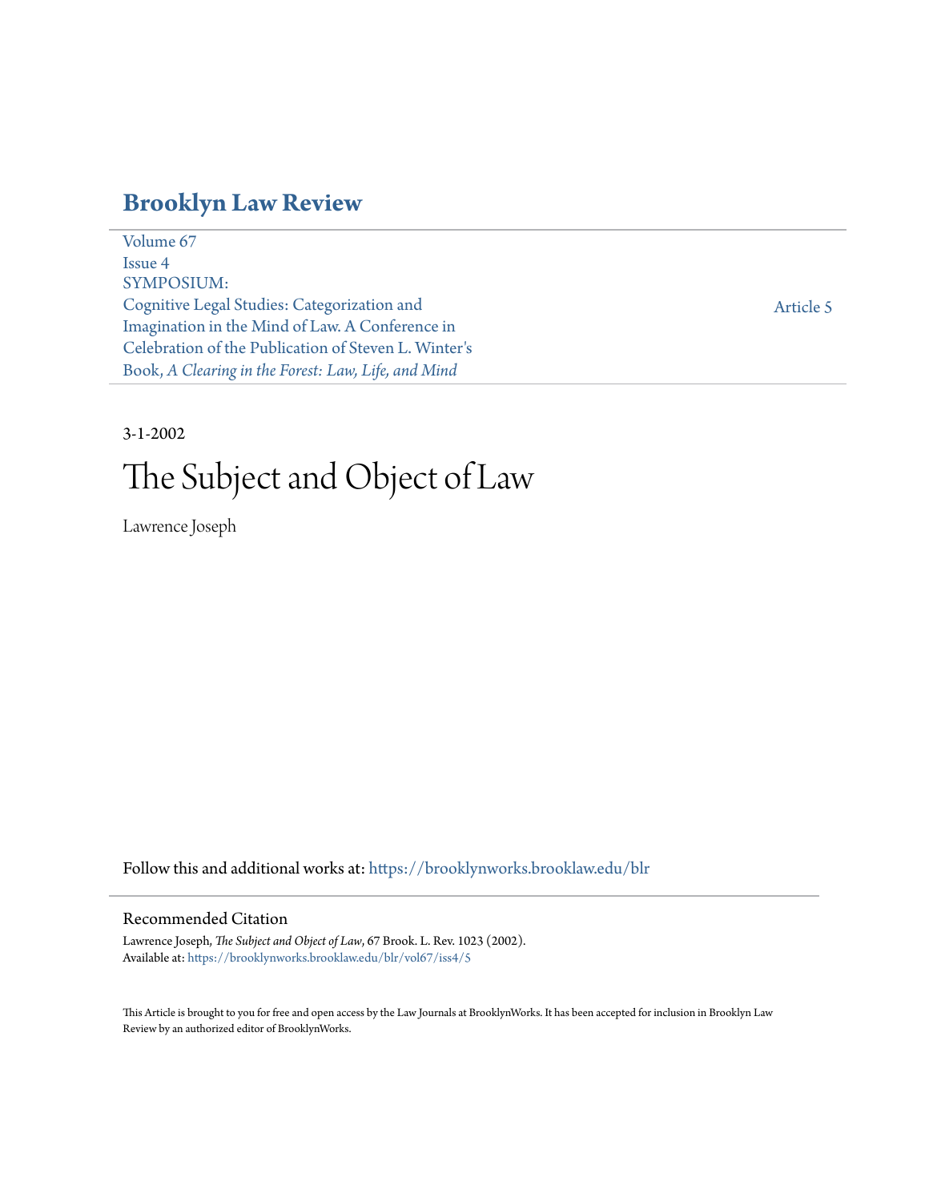# Brooklyn Law Review

Volume 67
Issue 4
SYMPOSIUM:
Cognitive Legal Studies: Categorization and Imagination in the Mind of Law. A Conference in Celebration of the Publication of Steven L. Winter's Book, *A Clearing in the Forest: Law, Life, and Mind*

Article 5

3-1-2002

# The Subject and Object of Law

Lawrence Joseph

Follow this and additional works at: https://brooklynworks.brooklaw.edu/blr

## Recommended Citation

Lawrence Joseph, *The Subject and Object of Law*, 67 Brook. L. Rev. 1023 (2002).
Available at: https://brooklynworks.brooklaw.edu/blr/vol67/iss4/5

This Article is brought to you for free and open access by the Law Journals at BrooklynWorks. It has been accepted for inclusion in Brooklyn Law Review by an authorized editor of BrooklynWorks.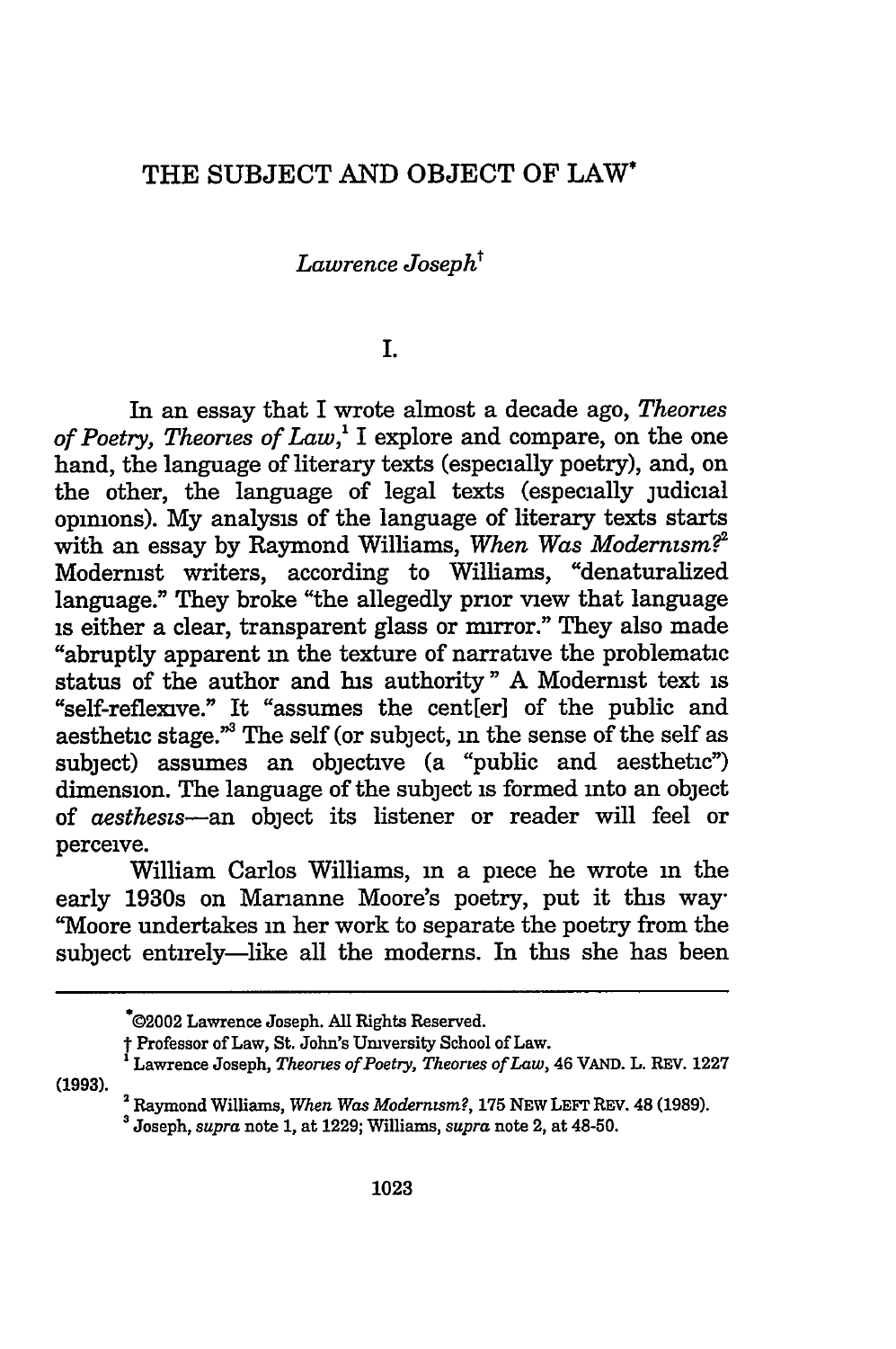# THE SUBJECT AND OBJECT OF LAW*

*Lawrence Joseph*†

I.

In an essay that I wrote almost a decade ago, *Theories of Poetry, Theories of Law*,[1] I explore and compare, on the one hand, the language of literary texts (especially poetry), and, on the other, the language of legal texts (especially judicial opinions). My analysis of the language of literary texts starts with an essay by Raymond Williams, *When Was Modernism?*[2] Modernist writers, according to Williams, "denaturalized language." They broke "the allegedly prior view that language is either a clear, transparent glass or mirror." They also made "abruptly apparent in the texture of narrative the problematic status of the author and his authority." A Modernist text is "self-reflexive." It "assumes the cent[er] of the public and aesthetic stage."[3] The self (or subject, in the sense of the self as subject) assumes an objective (a "public and aesthetic") dimension. The language of the subject is formed into an object of *aesthesis*—an object its listener or reader will feel or perceive.

William Carlos Williams, in a piece he wrote in the early 1930s on Marianne Moore's poetry, put it this way: "Moore undertakes in her work to separate the poetry from the subject entirely—like all the moderns. In this she has been

---

*©2002 Lawrence Joseph. All Rights Reserved.

† Professor of Law, St. John's University School of Law.

[1] Lawrence Joseph, *Theories of Poetry, Theories of Law*, 46 VAND. L. REV. 1227 (1993).

[2] Raymond Williams, *When Was Modernism?*, 175 NEW LEFT REV. 48 (1989).

[3] Joseph, *supra* note 1, at 1229; Williams, *supra* note 2, at 48-50.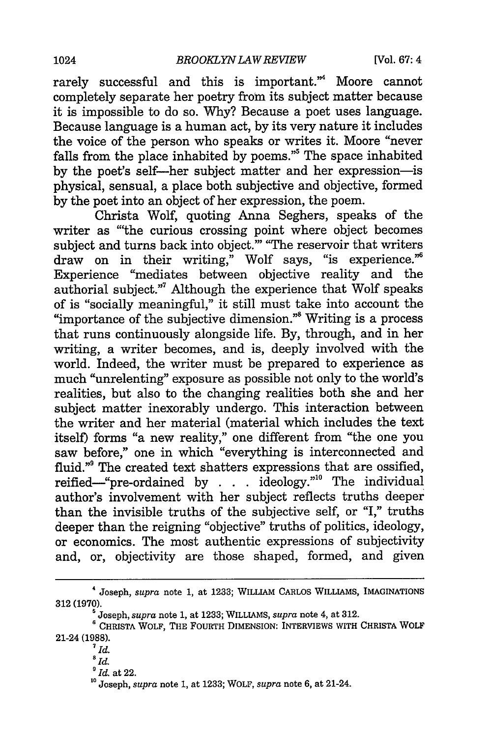rarely successful and this is important."[4] Moore cannot completely separate her poetry from its subject matter because it is impossible to do so. Why? Because a poet uses language. Because language is a human act, by its very nature it includes the voice of the person who speaks or writes it. Moore "never falls from the place inhabited by poems."[5] The space inhabited by the poet's self—her subject matter and her expression—is physical, sensual, a place both subjective and objective, formed by the poet into an object of her expression, the poem.

Christa Wolf, quoting Anna Seghers, speaks of the writer as "'the curious crossing point where object becomes subject and turns back into object.'" "The reservoir that writers draw on in their writing," Wolf says, "is experience."[6] Experience "mediates between objective reality and the authorial subject."[7] Although the experience that Wolf speaks of is "socially meaningful," it still must take into account the "importance of the subjective dimension."[8] Writing is a process that runs continuously alongside life. By, through, and in her writing, a writer becomes, and is, deeply involved with the world. Indeed, the writer must be prepared to experience as much "unrelenting" exposure as possible not only to the world's realities, but also to the changing realities both she and her subject matter inexorably undergo. This interaction between the writer and her material (material which includes the text itself) forms "a new reality," one different from "the one you saw before," one in which "everything is interconnected and fluid."[9] The created text shatters expressions that are ossified, reified—"pre-ordained by . . . ideology."[10] The individual author's involvement with her subject reflects truths deeper than the invisible truths of the subjective self, or "I," truths deeper than the reigning "objective" truths of politics, ideology, or economics. The most authentic expressions of subjectivity and, or, objectivity are those shaped, formed, and given

---

[4] Joseph, *supra* note 1, at 1233; WILLIAM CARLOS WILLIAMS, IMAGINATIONS 312 (1970).

[5] Joseph, *supra* note 1, at 1233; WILLIAMS, *supra* note 4, at 312.

[6] CHRISTA WOLF, THE FOURTH DIMENSION: INTERVIEWS WITH CHRISTA WOLF 21-24 (1988).

[7] *Id.*

[8] *Id.*

[9] *Id.* at 22.

[10] Joseph, *supra* note 1, at 1233; WOLF, *supra* note 6, at 21-24.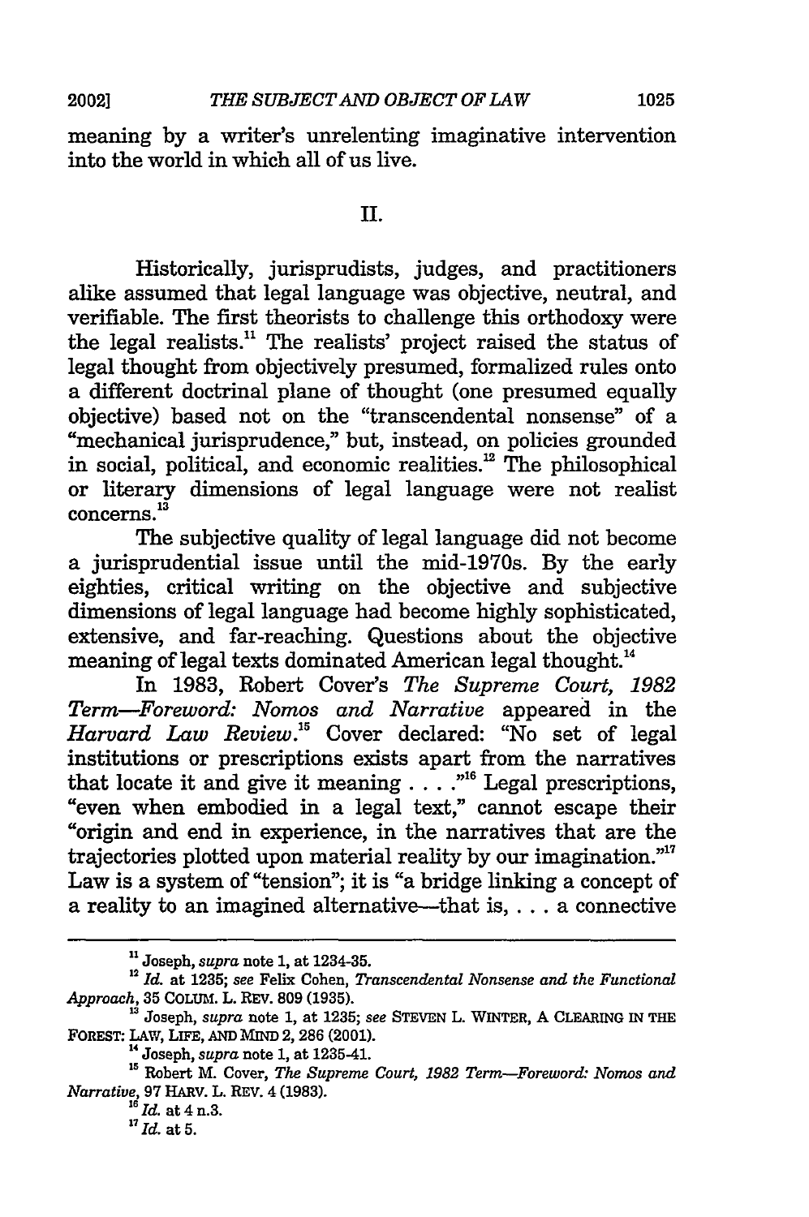meaning by a writer's unrelenting imaginative intervention into the world in which all of us live.

## II.

Historically, jurisprudists, judges, and practitioners alike assumed that legal language was objective, neutral, and verifiable. The first theorists to challenge this orthodoxy were the legal realists.[11] The realists' project raised the status of legal thought from objectively presumed, formalized rules onto a different doctrinal plane of thought (one presumed equally objective) based not on the "transcendental nonsense" of a "mechanical jurisprudence," but, instead, on policies grounded in social, political, and economic realities.[12] The philosophical or literary dimensions of legal language were not realist concerns.[13]

The subjective quality of legal language did not become a jurisprudential issue until the mid-1970s. By the early eighties, critical writing on the objective and subjective dimensions of legal language had become highly sophisticated, extensive, and far-reaching. Questions about the objective meaning of legal texts dominated American legal thought.[14]

In 1983, Robert Cover's *The Supreme Court, 1982 Term—Foreword: Nomos and Narrative* appeared in the *Harvard Law Review*.[15] Cover declared: "No set of legal institutions or prescriptions exists apart from the narratives that locate it and give it meaning . . . ."[16] Legal prescriptions, "even when embodied in a legal text," cannot escape their "origin and end in experience, in the narratives that are the trajectories plotted upon material reality by our imagination."[17] Law is a system of "tension"; it is "a bridge linking a concept of a reality to an imagined alternative—that is, . . . a connective

---

[11] Joseph, *supra* note 1, at 1234-35.

[12] *Id.* at 1235; *see* Felix Cohen, *Transcendental Nonsense and the Functional Approach*, 35 COLUM. L. REV. 809 (1935).

[13] Joseph, *supra* note 1, at 1235; *see* STEVEN L. WINTER, A CLEARING IN THE FOREST: LAW, LIFE, AND MIND 2, 286 (2001).

[14] Joseph, *supra* note 1, at 1235-41.

[15] Robert M. Cover, *The Supreme Court, 1982 Term—Foreword: Nomos and Narrative*, 97 HARV. L. REV. 4 (1983).

[16] *Id.* at 4 n.3.

[17] *Id.* at 5.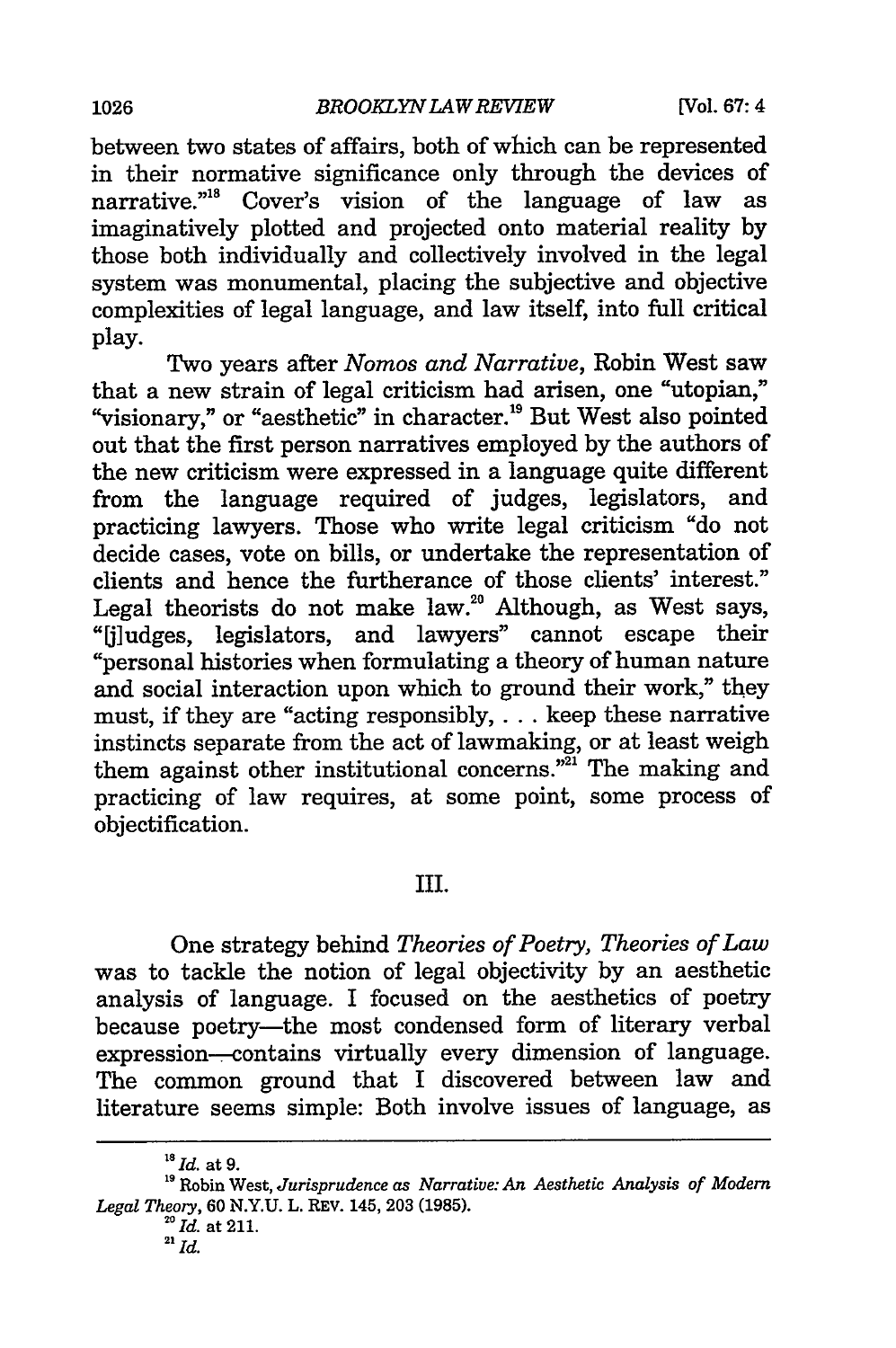between two states of affairs, both of which can be represented in their normative significance only through the devices of narrative."[18] Cover's vision of the language of law as imaginatively plotted and projected onto material reality by those both individually and collectively involved in the legal system was monumental, placing the subjective and objective complexities of legal language, and law itself, into full critical play.

Two years after *Nomos and Narrative*, Robin West saw that a new strain of legal criticism had arisen, one "utopian," "visionary," or "aesthetic" in character.[19] But West also pointed out that the first person narratives employed by the authors of the new criticism were expressed in a language quite different from the language required of judges, legislators, and practicing lawyers. Those who write legal criticism "do not decide cases, vote on bills, or undertake the representation of clients and hence the furtherance of those clients' interest." Legal theorists do not make law.[20] Although, as West says, "[j]udges, legislators, and lawyers" cannot escape their "personal histories when formulating a theory of human nature and social interaction upon which to ground their work," they must, if they are "acting responsibly, . . . keep these narrative instincts separate from the act of lawmaking, or at least weigh them against other institutional concerns."[21] The making and practicing of law requires, at some point, some process of objectification.

## III.

One strategy behind *Theories of Poetry, Theories of Law* was to tackle the notion of legal objectivity by an aesthetic analysis of language. I focused on the aesthetics of poetry because poetry—the most condensed form of literary verbal expression—contains virtually every dimension of language. The common ground that I discovered between law and literature seems simple: Both involve issues of language, as

---

[18] *Id.* at 9.

[19] Robin West, *Jurisprudence as Narrative: An Aesthetic Analysis of Modern Legal Theory*, 60 N.Y.U. L. REV. 145, 203 (1985).

[20] *Id.* at 211.

[21] *Id.*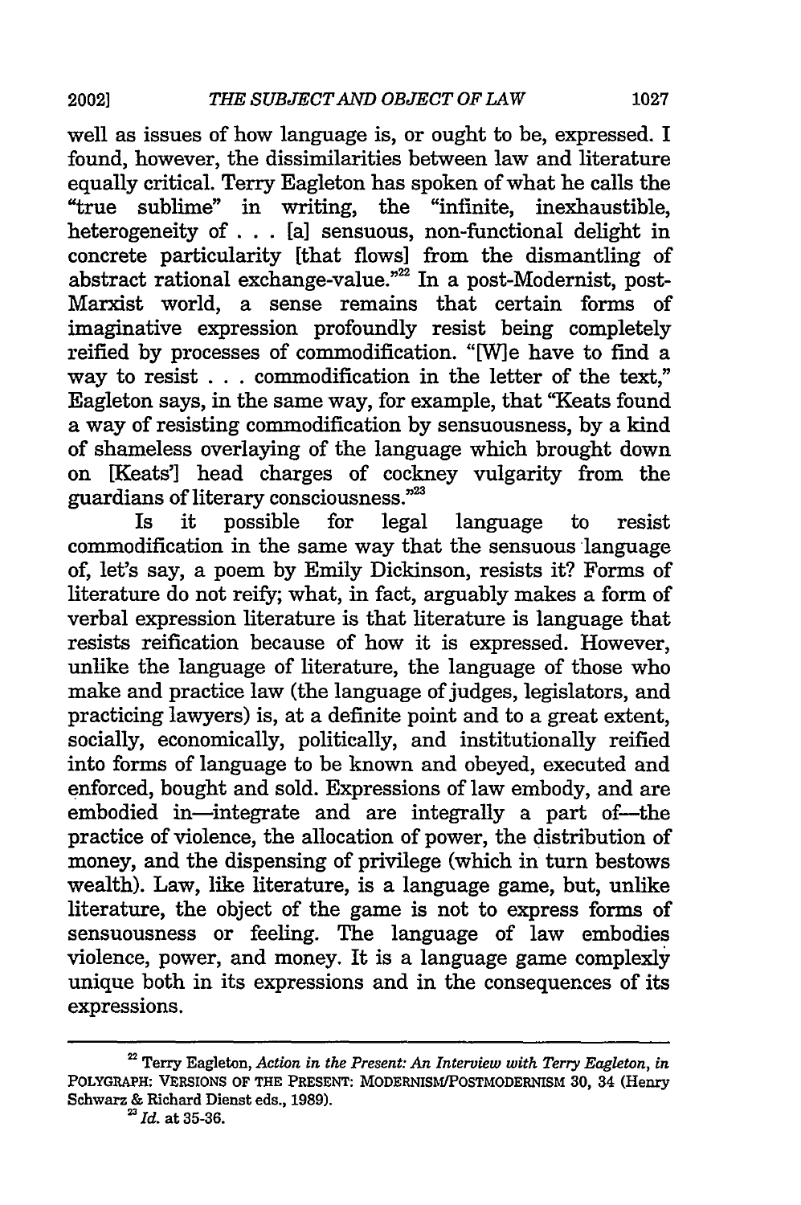well as issues of how language is, or ought to be, expressed. I found, however, the dissimilarities between law and literature equally critical. Terry Eagleton has spoken of what he calls the "true sublime" in writing, the "infinite, inexhaustible, heterogeneity of . . . [a] sensuous, non-functional delight in concrete particularity [that flows] from the dismantling of abstract rational exchange-value."[22] In a post-Modernist, post-Marxist world, a sense remains that certain forms of imaginative expression profoundly resist being completely reified by processes of commodification. "[W]e have to find a way to resist . . . commodification in the letter of the text," Eagleton says, in the same way, for example, that "Keats found a way of resisting commodification by sensuousness, by a kind of shameless overlaying of the language which brought down on [Keats'] head charges of cockney vulgarity from the guardians of literary consciousness."[23]

Is it possible for legal language to resist commodification in the same way that the sensuous language of, let's say, a poem by Emily Dickinson, resists it? Forms of literature do not reify; what, in fact, arguably makes a form of verbal expression literature is that literature is language that resists reification because of how it is expressed. However, unlike the language of literature, the language of those who make and practice law (the language of judges, legislators, and practicing lawyers) is, at a definite point and to a great extent, socially, economically, politically, and institutionally reified into forms of language to be known and obeyed, executed and enforced, bought and sold. Expressions of law embody, and are embodied in—integrate and are integrally a part of—the practice of violence, the allocation of power, the distribution of money, and the dispensing of privilege (which in turn bestows wealth). Law, like literature, is a language game, but, unlike literature, the object of the game is not to express forms of sensuousness or feeling. The language of law embodies violence, power, and money. It is a language game complexly unique both in its expressions and in the consequences of its expressions.

---

[22] Terry Eagleton, *Action in the Present: An Interview with Terry Eagleton*, *in* POLYGRAPH: VERSIONS OF THE PRESENT: MODERNISM/POSTMODERNISM 30, 34 (Henry Schwarz & Richard Dienst eds., 1989).

[23] *Id.* at 35-36.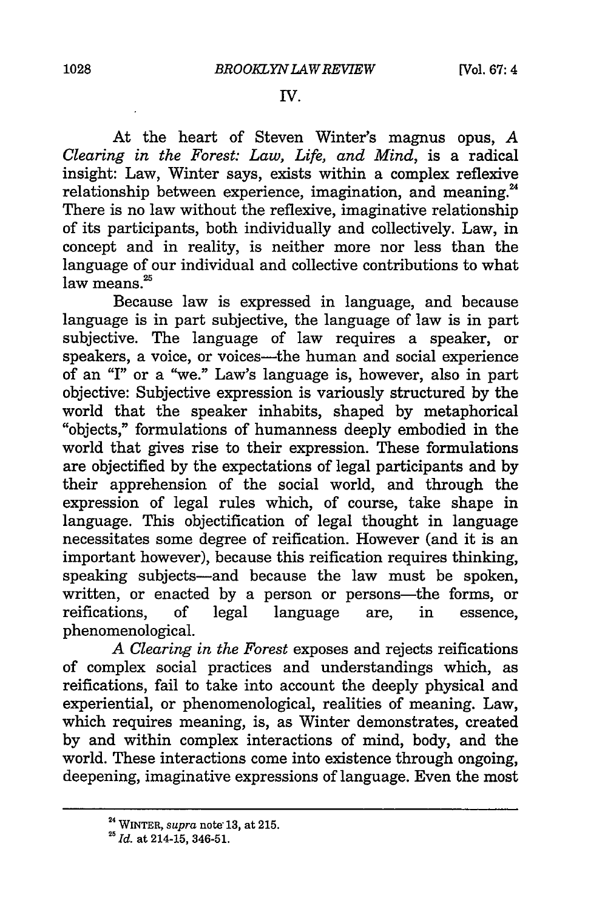## IV.

At the heart of Steven Winter's magnus opus, *A Clearing in the Forest: Law, Life, and Mind*, is a radical insight: Law, Winter says, exists within a complex reflexive relationship between experience, imagination, and meaning.[24] There is no law without the reflexive, imaginative relationship of its participants, both individually and collectively. Law, in concept and in reality, is neither more nor less than the language of our individual and collective contributions to what law means.[25]

Because law is expressed in language, and because language is in part subjective, the language of law is in part subjective. The language of law requires a speaker, or speakers, a voice, or voices—the human and social experience of an "I" or a "we." Law's language is, however, also in part objective: Subjective expression is variously structured by the world that the speaker inhabits, shaped by metaphorical "objects," formulations of humanness deeply embodied in the world that gives rise to their expression. These formulations are objectified by the expectations of legal participants and by their apprehension of the social world, and through the expression of legal rules which, of course, take shape in language. This objectification of legal thought in language necessitates some degree of reification. However (and it is an important however), because this reification requires thinking, speaking subjects—and because the law must be spoken, written, or enacted by a person or persons—the forms, or reifications, of legal language are, in essence, phenomenological.

*A Clearing in the Forest* exposes and rejects reifications of complex social practices and understandings which, as reifications, fail to take into account the deeply physical and experiential, or phenomenological, realities of meaning. Law, which requires meaning, is, as Winter demonstrates, created by and within complex interactions of mind, body, and the world. These interactions come into existence through ongoing, deepening, imaginative expressions of language. Even the most

---

[24] WINTER, *supra* note 13, at 215.

[25] *Id.* at 214-15, 346-51.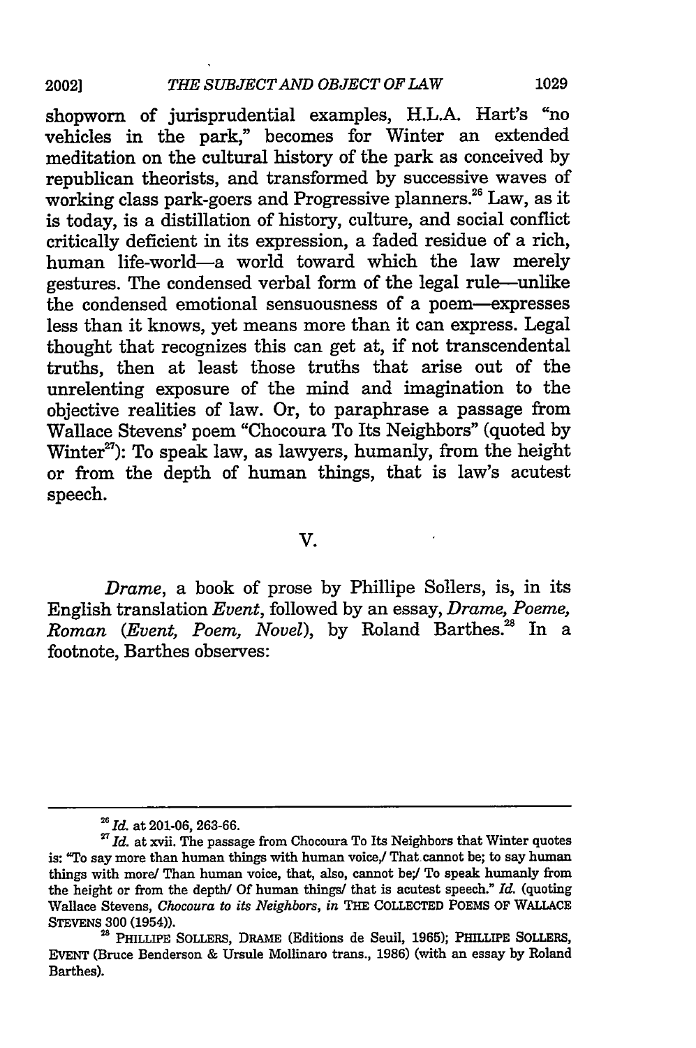shopworn of jurisprudential examples, H.L.A. Hart's "no vehicles in the park," becomes for Winter an extended meditation on the cultural history of the park as conceived by republican theorists, and transformed by successive waves of working class park-goers and Progressive planners.[26] Law, as it is today, is a distillation of history, culture, and social conflict critically deficient in its expression, a faded residue of a rich, human life-world—a world toward which the law merely gestures. The condensed verbal form of the legal rule—unlike the condensed emotional sensuousness of a poem—expresses less than it knows, yet means more than it can express. Legal thought that recognizes this can get at, if not transcendental truths, then at least those truths that arise out of the unrelenting exposure of the mind and imagination to the objective realities of law. Or, to paraphrase a passage from Wallace Stevens' poem "Chocoura To Its Neighbors" (quoted by Winter[27]): To speak law, as lawyers, humanly, from the height or from the depth of human things, that is law's acutest speech.

## V.

*Drame*, a book of prose by Phillipe Sollers, is, in its English translation *Event*, followed by an essay, *Drame, Poeme, Roman (Event, Poem, Novel)*, by Roland Barthes.[28] In a footnote, Barthes observes:

---

[26] *Id.* at 201-06, 263-66.

[27] *Id.* at xvii. The passage from Chocoura To Its Neighbors that Winter quotes is: "To say more than human things with human voice,/ That cannot be; to say human things with more/ Than human voice, that, also, cannot be;/ To speak humanly from the height or from the depth/ Of human things/ that is acutest speech." *Id.* (quoting Wallace Stevens, *Chocoura to its Neighbors*, *in* THE COLLECTED POEMS OF WALLACE STEVENS 300 (1954)).

[28] PHILLIPE SOLLERS, DRAME (Editions de Seuil, 1965); PHILLIPE SOLLERS, EVENT (Bruce Benderson & Ursule Mollinaro trans., 1986) (with an essay by Roland Barthes).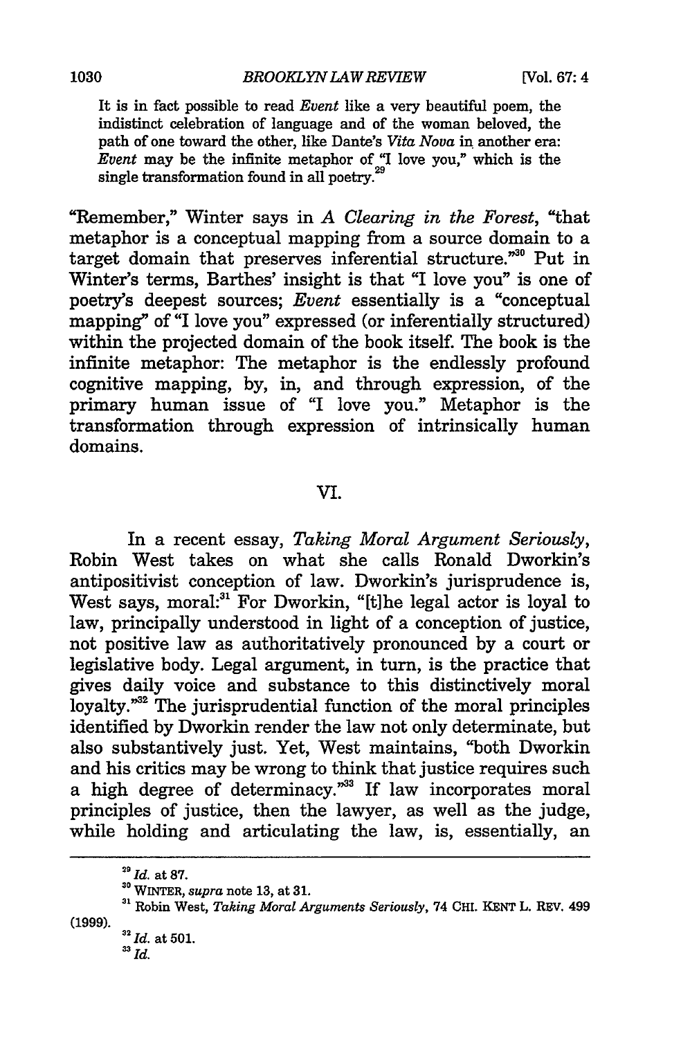> It is in fact possible to read *Event* like a very beautiful poem, the indistinct celebration of language and of the woman beloved, the path of one toward the other, like Dante's *Vita Nova* in another era: *Event* may be the infinite metaphor of "I love you," which is the single transformation found in all poetry.[29]

"Remember," Winter says in *A Clearing in the Forest*, "that metaphor is a conceptual mapping from a source domain to a target domain that preserves inferential structure."[30] Put in Winter's terms, Barthes' insight is that "I love you" is one of poetry's deepest sources; *Event* essentially is a "conceptual mapping" of "I love you" expressed (or inferentially structured) within the projected domain of the book itself. The book is the infinite metaphor: The metaphor is the endlessly profound cognitive mapping, by, in, and through expression, of the primary human issue of "I love you." Metaphor is the transformation through expression of intrinsically human domains.

## VI.

In a recent essay, *Taking Moral Argument Seriously*, Robin West takes on what she calls Ronald Dworkin's antipositivist conception of law. Dworkin's jurisprudence is, West says, moral:[31] For Dworkin, "[t]he legal actor is loyal to law, principally understood in light of a conception of justice, not positive law as authoritatively pronounced by a court or legislative body. Legal argument, in turn, is the practice that gives daily voice and substance to this distinctively moral loyalty."[32] The jurisprudential function of the moral principles identified by Dworkin render the law not only determinate, but also substantively just. Yet, West maintains, "both Dworkin and his critics may be wrong to think that justice requires such a high degree of determinacy."[33] If law incorporates moral principles of justice, then the lawyer, as well as the judge, while holding and articulating the law, is, essentially, an

---

[29] *Id.* at 87.

[30] WINTER, *supra* note 13, at 31.

[31] Robin West, *Taking Moral Arguments Seriously*, 74 CHI. KENT L. REV. 499 (1999).

[32] *Id.* at 501.

[33] *Id.*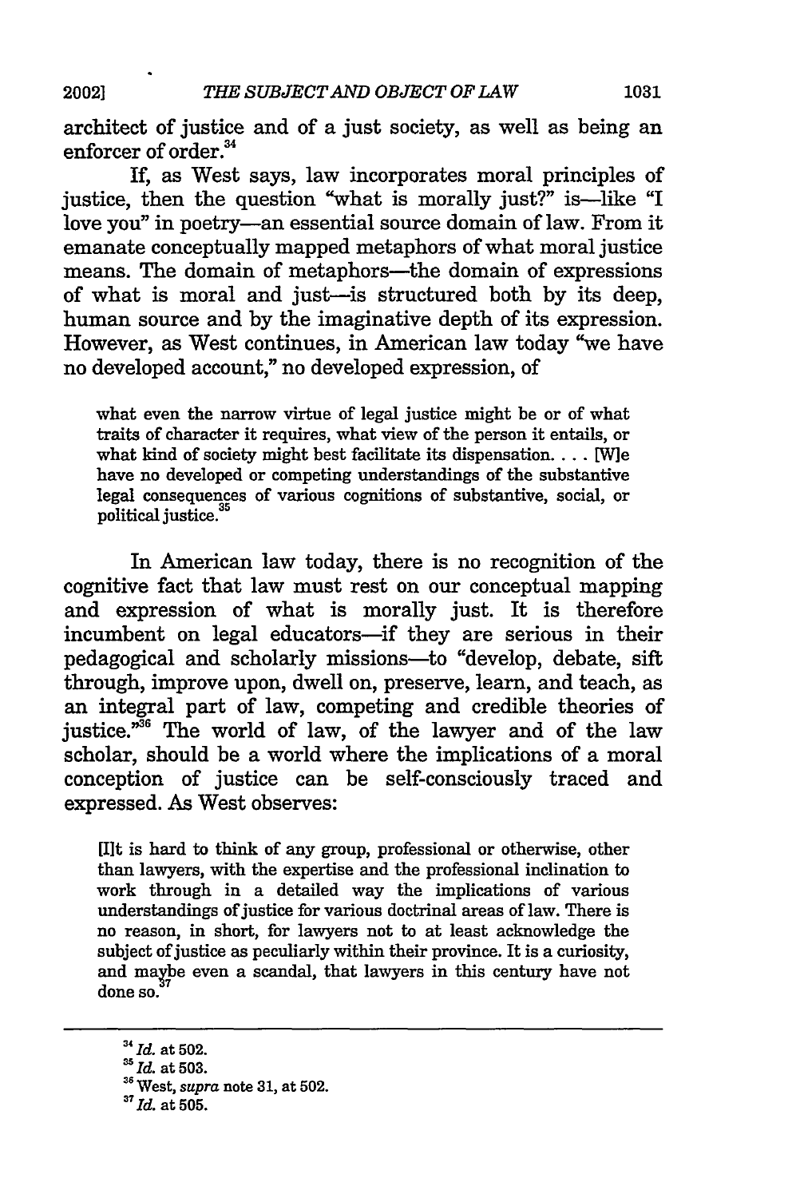architect of justice and of a just society, as well as being an enforcer of order.[34]

If, as West says, law incorporates moral principles of justice, then the question "what is morally just?" is—like "I love you" in poetry—an essential source domain of law. From it emanate conceptually mapped metaphors of what moral justice means. The domain of metaphors—the domain of expressions of what is moral and just—is structured both by its deep, human source and by the imaginative depth of its expression. However, as West continues, in American law today "we have no developed account," no developed expression, of

> what even the narrow virtue of legal justice might be or of what traits of character it requires, what view of the person it entails, or what kind of society might best facilitate its dispensation. . . . [W]e have no developed or competing understandings of the substantive legal consequences of various cognitions of substantive, social, or political justice.[35]

In American law today, there is no recognition of the cognitive fact that law must rest on our conceptual mapping and expression of what is morally just. It is therefore incumbent on legal educators—if they are serious in their pedagogical and scholarly missions—to "develop, debate, sift through, improve upon, dwell on, preserve, learn, and teach, as an integral part of law, competing and credible theories of justice."[36] The world of law, of the lawyer and of the law scholar, should be a world where the implications of a moral conception of justice can be self-consciously traced and expressed. As West observes:

> [I]t is hard to think of any group, professional or otherwise, other than lawyers, with the expertise and the professional inclination to work through in a detailed way the implications of various understandings of justice for various doctrinal areas of law. There is no reason, in short, for lawyers not to at least acknowledge the subject of justice as peculiarly within their province. It is a curiosity, and maybe even a scandal, that lawyers in this century have not done so.[37]

---

[34] *Id.* at 502.

[35] *Id.* at 503.

[36] West, *supra* note 31, at 502.

[37] *Id.* at 505.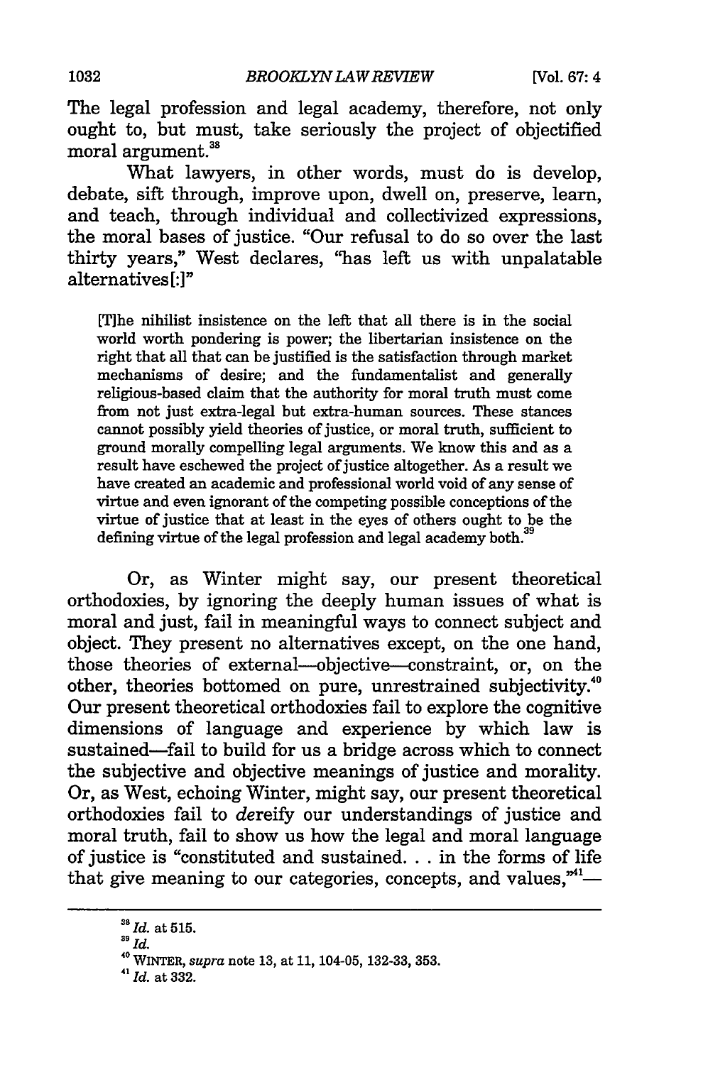The legal profession and legal academy, therefore, not only ought to, but must, take seriously the project of objectified moral argument.[38]

What lawyers, in other words, must do is develop, debate, sift through, improve upon, dwell on, preserve, learn, and teach, through individual and collectivized expressions, the moral bases of justice. "Our refusal to do so over the last thirty years," West declares, "has left us with unpalatable alternatives[:]"

> [T]he nihilist insistence on the left that all there is in the social world worth pondering is power; the libertarian insistence on the right that all that can be justified is the satisfaction through market mechanisms of desire; and the fundamentalist and generally religious-based claim that the authority for moral truth must come from not just extra-legal but extra-human sources. These stances cannot possibly yield theories of justice, or moral truth, sufficient to ground morally compelling legal arguments. We know this and as a result have eschewed the project of justice altogether. As a result we have created an academic and professional world void of any sense of virtue and even ignorant of the competing possible conceptions of the virtue of justice that at least in the eyes of others ought to be the defining virtue of the legal profession and legal academy both.[39]

Or, as Winter might say, our present theoretical orthodoxies, by ignoring the deeply human issues of what is moral and just, fail in meaningful ways to connect subject and object. They present no alternatives except, on the one hand, those theories of external—objective—constraint, or, on the other, theories bottomed on pure, unrestrained subjectivity.[40] Our present theoretical orthodoxies fail to explore the cognitive dimensions of language and experience by which law is sustained—fail to build for us a bridge across which to connect the subjective and objective meanings of justice and morality. Or, as West, echoing Winter, might say, our present theoretical orthodoxies fail to *de*reify our understandings of justice and moral truth, fail to show us how the legal and moral language of justice is "constituted and sustained. . . in the forms of life that give meaning to our categories, concepts, and values,"[41]—

---

[38] *Id.* at 515.

[39] *Id.*

[40] WINTER, *supra* note 13, at 11, 104-05, 132-33, 353.

[41] *Id.* at 332.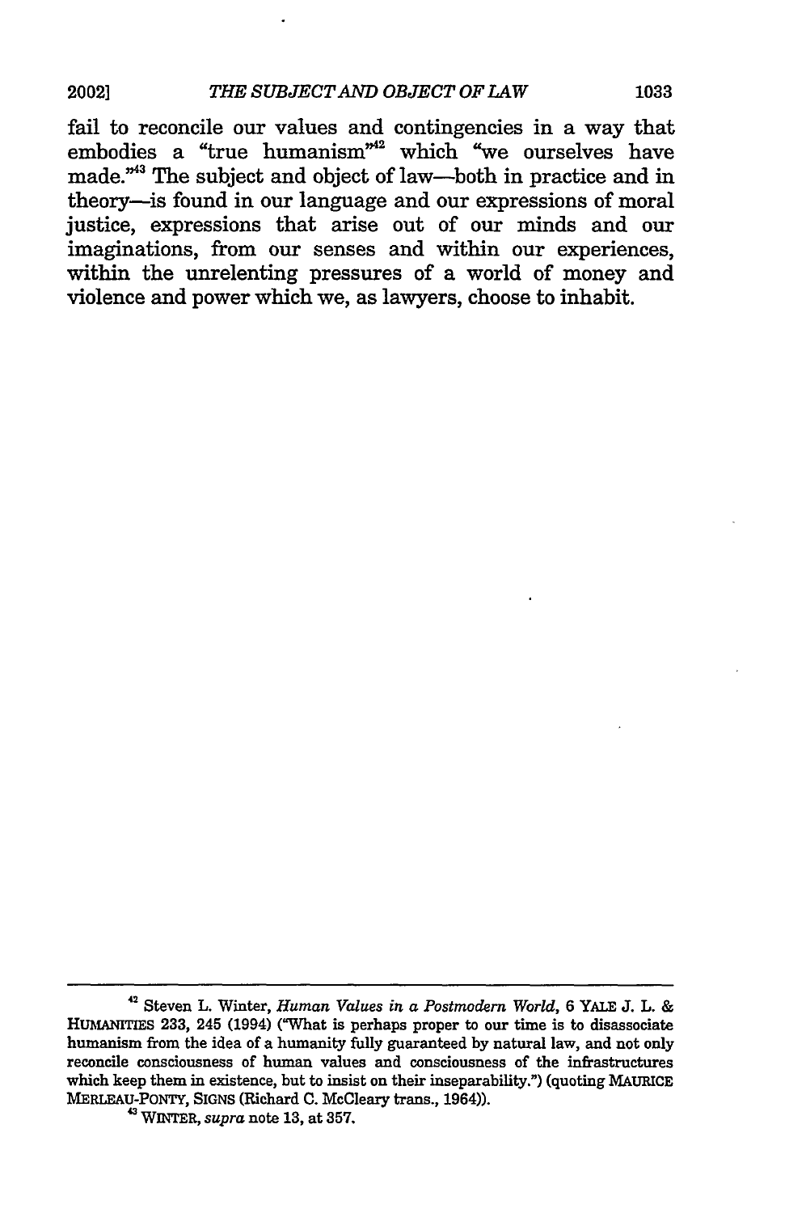fail to reconcile our values and contingencies in a way that embodies a "true humanism"[42] which "we ourselves have made."[43] The subject and object of law—both in practice and in theory—is found in our language and our expressions of moral justice, expressions that arise out of our minds and our imaginations, from our senses and within our experiences, within the unrelenting pressures of a world of money and violence and power which we, as lawyers, choose to inhabit.

---

[42] Steven L. Winter, *Human Values in a Postmodern World*, 6 YALE J. L. & HUMANITIES 233, 245 (1994) ("What is perhaps proper to our time is to disassociate humanism from the idea of a humanity fully guaranteed by natural law, and not only reconcile consciousness of human values and consciousness of the infrastructures which keep them in existence, but to insist on their inseparability.") (quoting MAURICE MERLEAU-PONTY, SIGNS (Richard C. McCleary trans., 1964)).

[43] WINTER, *supra* note 13, at 357.